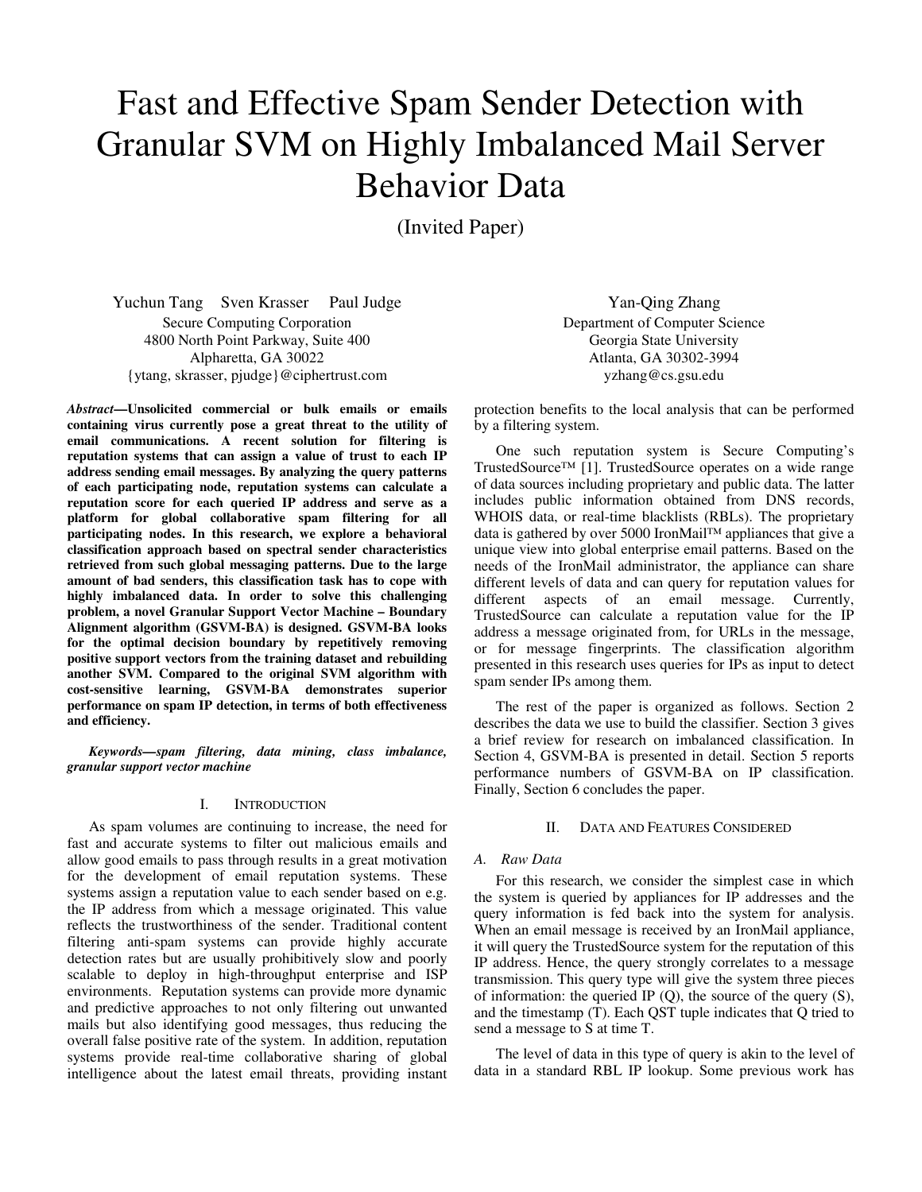# Fast and Effective Spam Sender Detection with Granular SVM on Highly Imbalanced Mail Server Behavior Data

(Invited Paper)

Yuchun Tang Sven Krasser Paul Judge
Secure Computing Corporation
4800 North Point Parkway, Suite 400
Alpharetta, GA 30022
{ytang, skrasser, pjudge}@ciphertrust.com

Yan-Qing Zhang
Department of Computer Science
Georgia State University
Atlanta, GA 30302-3994
yzhang@cs.gsu.edu

***Abstract*—Unsolicited commercial or bulk emails or emails containing virus currently pose a great threat to the utility of email communications. A recent solution for filtering is reputation systems that can assign a value of trust to each IP address sending email messages. By analyzing the query patterns of each participating node, reputation systems can calculate a reputation score for each queried IP address and serve as a platform for global collaborative spam filtering for all participating nodes. In this research, we explore a behavioral classification approach based on spectral sender characteristics retrieved from such global messaging patterns. Due to the large amount of bad senders, this classification task has to cope with highly imbalanced data. In order to solve this challenging problem, a novel Granular Support Vector Machine – Boundary Alignment algorithm (GSVM-BA) is designed. GSVM-BA looks for the optimal decision boundary by repetitively removing positive support vectors from the training dataset and rebuilding another SVM. Compared to the original SVM algorithm with cost-sensitive learning, GSVM-BA demonstrates superior performance on spam IP detection, in terms of both effectiveness and efficiency.**

***Keywords*—*spam filtering, data mining, class imbalance, granular support vector machine***

## I. Introduction

As spam volumes are continuing to increase, the need for fast and accurate systems to filter out malicious emails and allow good emails to pass through results in a great motivation for the development of email reputation systems. These systems assign a reputation value to each sender based on e.g. the IP address from which a message originated. This value reflects the trustworthiness of the sender. Traditional content filtering anti-spam systems can provide highly accurate detection rates but are usually prohibitively slow and poorly scalable to deploy in high-throughput enterprise and ISP environments. Reputation systems can provide more dynamic and predictive approaches to not only filtering out unwanted mails but also identifying good messages, thus reducing the overall false positive rate of the system. In addition, reputation systems provide real-time collaborative sharing of global intelligence about the latest email threats, providing instant protection benefits to the local analysis that can be performed by a filtering system.

One such reputation system is Secure Computing's TrustedSource™ [1]. TrustedSource operates on a wide range of data sources including proprietary and public data. The latter includes public information obtained from DNS records, WHOIS data, or real-time blacklists (RBLs). The proprietary data is gathered by over 5000 IronMail™ appliances that give a unique view into global enterprise email patterns. Based on the needs of the IronMail administrator, the appliance can share different levels of data and can query for reputation values for different aspects of an email message. Currently, TrustedSource can calculate a reputation value for the IP address a message originated from, for URLs in the message, or for message fingerprints. The classification algorithm presented in this research uses queries for IPs as input to detect spam sender IPs among them.

The rest of the paper is organized as follows. Section 2 describes the data we use to build the classifier. Section 3 gives a brief review for research on imbalanced classification. In Section 4, GSVM-BA is presented in detail. Section 5 reports performance numbers of GSVM-BA on IP classification. Finally, Section 6 concludes the paper.

## II. Data and Features Considered

### *A. Raw Data*

For this research, we consider the simplest case in which the system is queried by appliances for IP addresses and the query information is fed back into the system for analysis. When an email message is received by an IronMail appliance, it will query the TrustedSource system for the reputation of this IP address. Hence, the query strongly correlates to a message transmission. This query type will give the system three pieces of information: the queried IP (Q), the source of the query (S), and the timestamp (T). Each QST tuple indicates that Q tried to send a message to S at time T.

The level of data in this type of query is akin to the level of data in a standard RBL IP lookup. Some previous work has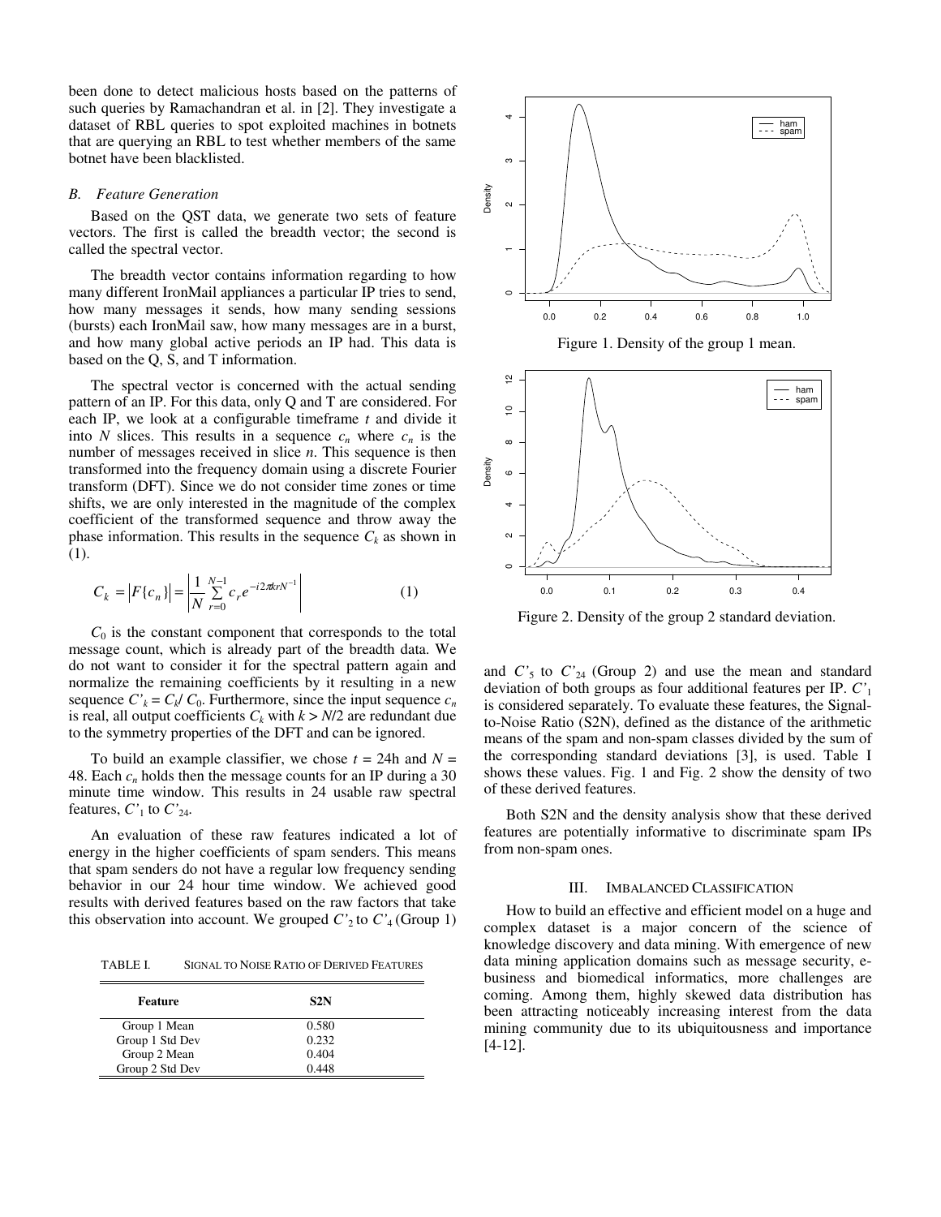been done to detect malicious hosts based on the patterns of such queries by Ramachandran et al. in [2]. They investigate a dataset of RBL queries to spot exploited machines in botnets that are querying an RBL to test whether members of the same botnet have been blacklisted.

### *B. Feature Generation*

Based on the QST data, we generate two sets of feature vectors. The first is called the breadth vector; the second is called the spectral vector.

The breadth vector contains information regarding to how many different IronMail appliances a particular IP tries to send, how many messages it sends, how many sending sessions (bursts) each IronMail saw, how many messages are in a burst, and how many global active periods an IP had. This data is based on the Q, S, and T information.

The spectral vector is concerned with the actual sending pattern of an IP. For this data, only Q and T are considered. For each IP, we look at a configurable timeframe $t$ and divide it into $N$ slices. This results in a sequence $c_n$ where $c_n$ is the number of messages received in slice $n$. This sequence is then transformed into the frequency domain using a discrete Fourier transform (DFT). Since we do not consider time zones or time shifts, we are only interested in the magnitude of the complex coefficient of the transformed sequence and throw away the phase information. This results in the sequence $C_k$ as shown in (1).

$$C_k = \left|F\{c_n\}\right| = \left|\frac{1}{N}\sum_{r=0}^{N-1} c_r e^{-i2\pi krN^{-1}}\right| \tag{1}$$

$C_0$ is the constant component that corresponds to the total message count, which is already part of the breadth data. We do not want to consider it for the spectral pattern again and normalize the remaining coefficients by it resulting in a new sequence $C'_k = C_k / C_0$. Furthermore, since the input sequence $c_n$ is real, all output coefficients $C_k$ with $k > N/2$ are redundant due to the symmetry properties of the DFT and can be ignored.

To build an example classifier, we chose $t$ = 24h and $N$ = 48. Each $c_n$ holds then the message counts for an IP during a 30 minute time window. This results in 24 usable raw spectral features, $C'_1$ to $C'_{24}$.

An evaluation of these raw features indicated a lot of energy in the higher coefficients of spam senders. This means that spam senders do not have a regular low frequency sending behavior in our 24 hour time window. We achieved good results with derived features based on the raw factors that take this observation into account. We grouped $C'_2$ to $C'_4$ (Group 1) and $C'_5$ to $C'_{24}$ (Group 2) and use the mean and standard deviation of both groups as four additional features per IP. $C'_1$ is considered separately. To evaluate these features, the Signal-to-Noise Ratio (S2N), defined as the distance of the arithmetic means of the spam and non-spam classes divided by the sum of the corresponding standard deviations [3], is used. Table I shows these values. Fig. 1 and Fig. 2 show the density of two of these derived features.

TABLE I. SIGNAL TO NOISE RATIO OF DERIVED FEATURES

| Feature | S2N |
|---|---|
| Group 1 Mean | 0.580 |
| Group 1 Std Dev | 0.232 |
| Group 2 Mean | 0.404 |
| Group 2 Std Dev | 0.448 |

Figure 1. Density of the group 1 mean.

Figure 2. Density of the group 2 standard deviation.

Both S2N and the density analysis show that these derived features are potentially informative to discriminate spam IPs from non-spam ones.

## III. IMBALANCED CLASSIFICATION

How to build an effective and efficient model on a huge and complex dataset is a major concern of the science of knowledge discovery and data mining. With emergence of new data mining application domains such as message security, e-business and biomedical informatics, more challenges are coming. Among them, highly skewed data distribution has been attracting noticeably increasing interest from the data mining community due to its ubiquitousness and importance [4-12].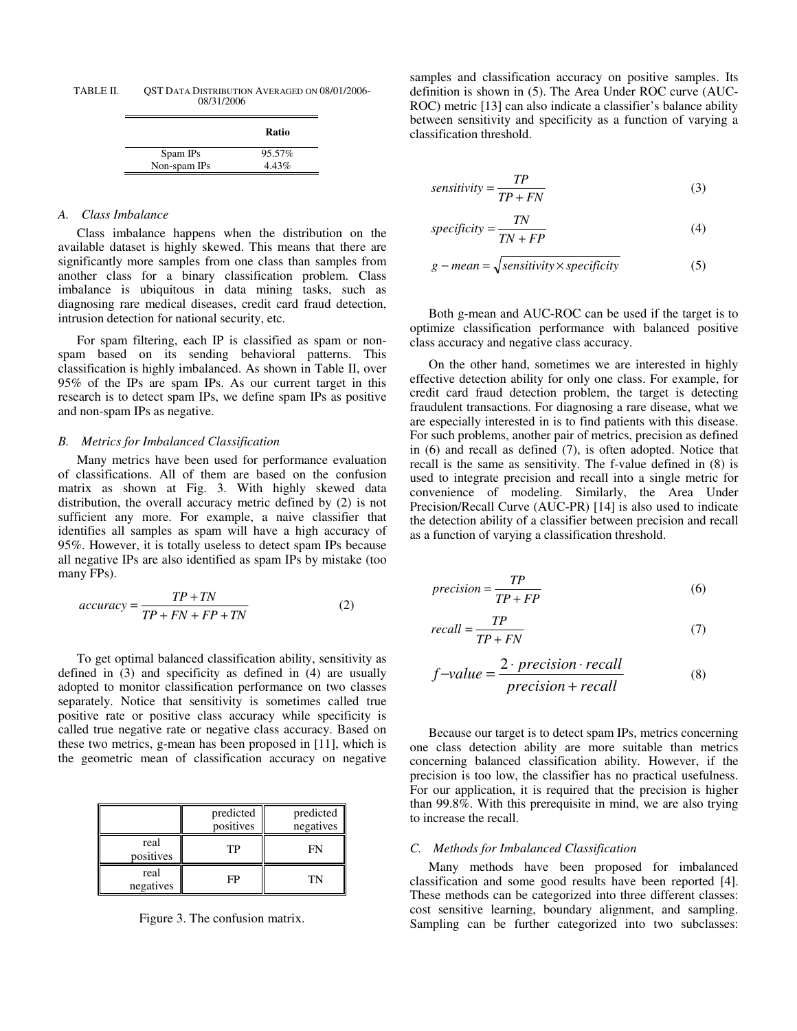TABLE II. QST DATA DISTRIBUTION AVERAGED ON 08/01/2006-08/31/2006

| | **Ratio** |
|---|---|
| Spam IPs | 95.57% |
| Non-spam IPs | 4.43% |

### A. Class Imbalance

Class imbalance happens when the distribution on the available dataset is highly skewed. This means that there are significantly more samples from one class than samples from another class for a binary classification problem. Class imbalance is ubiquitous in data mining tasks, such as diagnosing rare medical diseases, credit card fraud detection, intrusion detection for national security, etc.

For spam filtering, each IP is classified as spam or non-spam based on its sending behavioral patterns. This classification is highly imbalanced. As shown in Table II, over 95% of the IPs are spam IPs. As our current target in this research is to detect spam IPs, we define spam IPs as positive and non-spam IPs as negative.

### B. Metrics for Imbalanced Classification

Many metrics have been used for performance evaluation of classifications. All of them are based on the confusion matrix as shown at Fig. 3. With highly skewed data distribution, the overall accuracy metric defined by (2) is not sufficient any more. For example, a naive classifier that identifies all samples as spam will have a high accuracy of 95%. However, it is totally useless to detect spam IPs because all negative IPs are also identified as spam IPs by mistake (too many FPs).

$$accuracy = \frac{TP + TN}{TP + FN + FP + TN} \quad (2)$$

To get optimal balanced classification ability, sensitivity as defined in (3) and specificity as defined in (4) are usually adopted to monitor classification performance on two classes separately. Notice that sensitivity is sometimes called true positive rate or positive class accuracy while specificity is called true negative rate or negative class accuracy. Based on these two metrics, g-mean has been proposed in [11], which is the geometric mean of classification accuracy on negative samples and classification accuracy on positive samples. Its definition is shown in (5). The Area Under ROC curve (AUC-ROC) metric [13] can also indicate a classifier's balance ability between sensitivity and specificity as a function of varying a classification threshold.

| | predicted positives | predicted negatives |
|---|---|---|
| real positives | TP | FN |
| real negatives | FP | TN |

Figure 3. The confusion matrix.

$$sensitivity = \frac{TP}{TP + FN} \quad (3)$$

$$specificity = \frac{TN}{TN + FP} \quad (4)$$

$$g-mean = \sqrt{sensitivity \times specificity} \quad (5)$$

Both g-mean and AUC-ROC can be used if the target is to optimize classification performance with balanced positive class accuracy and negative class accuracy.

On the other hand, sometimes we are interested in highly effective detection ability for only one class. For example, for credit card fraud detection problem, the target is detecting fraudulent transactions. For diagnosing a rare disease, what we are especially interested in is to find patients with this disease. For such problems, another pair of metrics, precision as defined in (6) and recall as defined (7), is often adopted. Notice that recall is the same as sensitivity. The f-value defined in (8) is used to integrate precision and recall into a single metric for convenience of modeling. Similarly, the Area Under Precision/Recall Curve (AUC-PR) [14] is also used to indicate the detection ability of a classifier between precision and recall as a function of varying a classification threshold.

$$precision = \frac{TP}{TP + FP} \quad (6)$$

$$recall = \frac{TP}{TP + FN} \quad (7)$$

$$f\text{-}value = \frac{2 \cdot precision \cdot recall}{precision + recall} \quad (8)$$

Because our target is to detect spam IPs, metrics concerning one class detection ability are more suitable than metrics concerning balanced classification ability. However, if the precision is too low, the classifier has no practical usefulness. For our application, it is required that the precision is higher than 99.8%. With this prerequisite in mind, we are also trying to increase the recall.

### C. Methods for Imbalanced Classification

Many methods have been proposed for imbalanced classification and some good results have been reported [4]. These methods can be categorized into three different classes: cost sensitive learning, boundary alignment, and sampling. Sampling can be further categorized into two subclasses: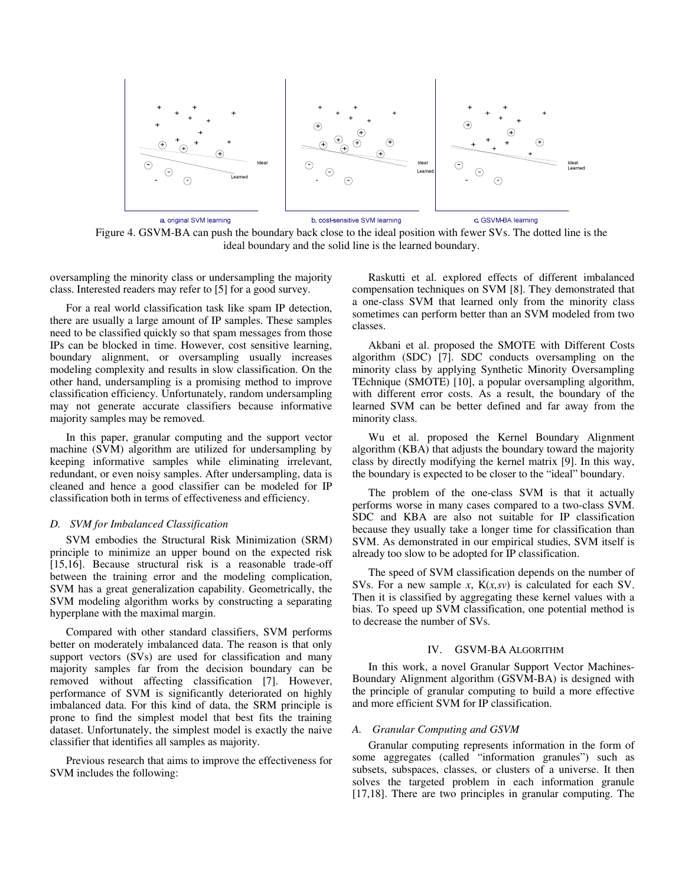a. original SVM learning b. cost-sensitive SVM learning c. GSVM-BA learning

Figure 4. GSVM-BA can push the boundary back close to the ideal position with fewer SVs. The dotted line is the ideal boundary and the solid line is the learned boundary.

oversampling the minority class or undersampling the majority class. Interested readers may refer to [5] for a good survey.

For a real world classification task like spam IP detection, there are usually a large amount of IP samples. These samples need to be classified quickly so that spam messages from those IPs can be blocked in time. However, cost sensitive learning, boundary alignment, or oversampling usually increases modeling complexity and results in slow classification. On the other hand, undersampling is a promising method to improve classification efficiency. Unfortunately, random undersampling may not generate accurate classifiers because informative majority samples may be removed.

In this paper, granular computing and the support vector machine (SVM) algorithm are utilized for undersampling by keeping informative samples while eliminating irrelevant, redundant, or even noisy samples. After undersampling, data is cleaned and hence a good classifier can be modeled for IP classification both in terms of effectiveness and efficiency.

### *D. SVM for Imbalanced Classification*

SVM embodies the Structural Risk Minimization (SRM) principle to minimize an upper bound on the expected risk [15,16]. Because structural risk is a reasonable trade-off between the training error and the modeling complication, SVM has a great generalization capability. Geometrically, the SVM modeling algorithm works by constructing a separating hyperplane with the maximal margin.

Compared with other standard classifiers, SVM performs better on moderately imbalanced data. The reason is that only support vectors (SVs) are used for classification and many majority samples far from the decision boundary can be removed without affecting classification [7]. However, performance of SVM is significantly deteriorated on highly imbalanced data. For this kind of data, the SRM principle is prone to find the simplest model that best fits the training dataset. Unfortunately, the simplest model is exactly the naive classifier that identifies all samples as majority.

Previous research that aims to improve the effectiveness for SVM includes the following:

Raskutti et al. explored effects of different imbalanced compensation techniques on SVM [8]. They demonstrated that a one-class SVM that learned only from the minority class sometimes can perform better than an SVM modeled from two classes.

Akbani et al. proposed the SMOTE with Different Costs algorithm (SDC) [7]. SDC conducts oversampling on the minority class by applying Synthetic Minority Oversampling TEchnique (SMOTE) [10], a popular oversampling algorithm, with different error costs. As a result, the boundary of the learned SVM can be better defined and far away from the minority class.

Wu et al. proposed the Kernel Boundary Alignment algorithm (KBA) that adjusts the boundary toward the majority class by directly modifying the kernel matrix [9]. In this way, the boundary is expected to be closer to the "ideal" boundary.

The problem of the one-class SVM is that it actually performs worse in many cases compared to a two-class SVM. SDC and KBA are also not suitable for IP classification because they usually take a longer time for classification than SVM. As demonstrated in our empirical studies, SVM itself is already too slow to be adopted for IP classification.

The speed of SVM classification depends on the number of SVs. For a new sample $x$, $K(x,sv)$ is calculated for each SV. Then it is classified by aggregating these kernel values with a bias. To speed up SVM classification, one potential method is to decrease the number of SVs.

## IV. GSVM-BA ALGORITHM

In this work, a novel Granular Support Vector Machines-Boundary Alignment algorithm (GSVM-BA) is designed with the principle of granular computing to build a more effective and more efficient SVM for IP classification.

### *A. Granular Computing and GSVM*

Granular computing represents information in the form of some aggregates (called "information granules") such as subsets, subspaces, classes, or clusters of a universe. It then solves the targeted problem in each information granule [17,18]. There are two principles in granular computing. The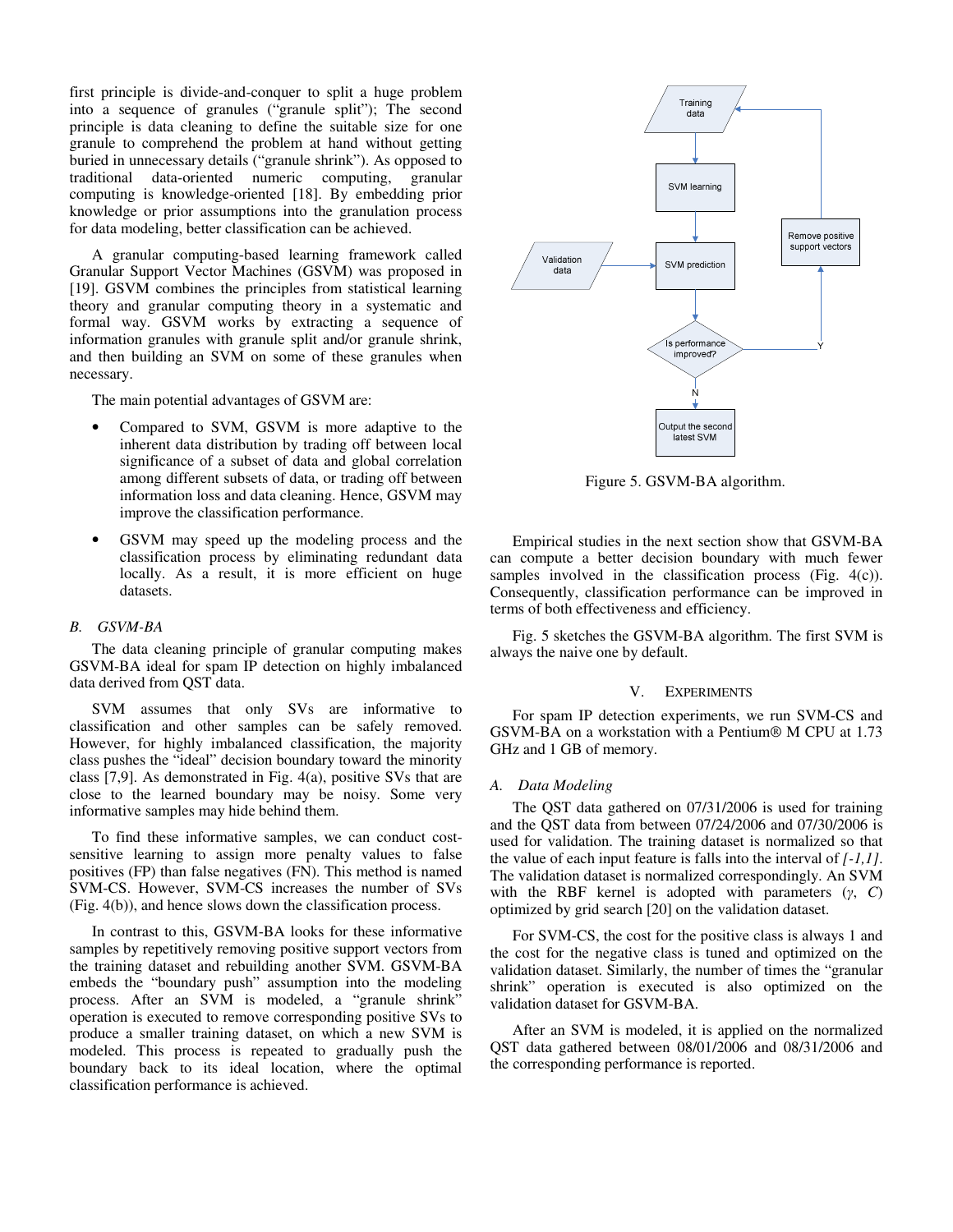first principle is divide-and-conquer to split a huge problem into a sequence of granules ("granule split"); The second principle is data cleaning to define the suitable size for one granule to comprehend the problem at hand without getting buried in unnecessary details ("granule shrink"). As opposed to traditional data-oriented numeric computing, granular computing is knowledge-oriented [18]. By embedding prior knowledge or prior assumptions into the granulation process for data modeling, better classification can be achieved.

A granular computing-based learning framework called Granular Support Vector Machines (GSVM) was proposed in [19]. GSVM combines the principles from statistical learning theory and granular computing theory in a systematic and formal way. GSVM works by extracting a sequence of information granules with granule split and/or granule shrink, and then building an SVM on some of these granules when necessary.

The main potential advantages of GSVM are:

- Compared to SVM, GSVM is more adaptive to the inherent data distribution by trading off between local significance of a subset of data and global correlation among different subsets of data, or trading off between information loss and data cleaning. Hence, GSVM may improve the classification performance.
- GSVM may speed up the modeling process and the classification process by eliminating redundant data locally. As a result, it is more efficient on huge datasets.

### *B. GSVM-BA*

The data cleaning principle of granular computing makes GSVM-BA ideal for spam IP detection on highly imbalanced data derived from QST data.

SVM assumes that only SVs are informative to classification and other samples can be safely removed. However, for highly imbalanced classification, the majority class pushes the "ideal" decision boundary toward the minority class [7,9]. As demonstrated in Fig. 4(a), positive SVs that are close to the learned boundary may be noisy. Some very informative samples may hide behind them.

To find these informative samples, we can conduct cost-sensitive learning to assign more penalty values to false positives (FP) than false negatives (FN). This method is named SVM-CS. However, SVM-CS increases the number of SVs (Fig. 4(b)), and hence slows down the classification process.

In contrast to this, GSVM-BA looks for these informative samples by repetitively removing positive support vectors from the training dataset and rebuilding another SVM. GSVM-BA embeds the "boundary push" assumption into the modeling process. After an SVM is modeled, a "granule shrink" operation is executed to remove corresponding positive SVs to produce a smaller training dataset, on which a new SVM is modeled. This process is repeated to gradually push the boundary back to its ideal location, where the optimal classification performance is achieved.

Training data

SVM learning

Validation data

SVM prediction

Remove positive support vectors

Is performance improved?

Y

N

Output the second latest SVM

Figure 5. GSVM-BA algorithm.

Empirical studies in the next section show that GSVM-BA can compute a better decision boundary with much fewer samples involved in the classification process (Fig. 4(c)). Consequently, classification performance can be improved in terms of both effectiveness and efficiency.

Fig. 5 sketches the GSVM-BA algorithm. The first SVM is always the naive one by default.

## V. Experiments

For spam IP detection experiments, we run SVM-CS and GSVM-BA on a workstation with a Pentium® M CPU at 1.73 GHz and 1 GB of memory.

### *A. Data Modeling*

The QST data gathered on 07/31/2006 is used for training and the QST data from between 07/24/2006 and 07/30/2006 is used for validation. The training dataset is normalized so that the value of each input feature is falls into the interval of *[-1,1]*. The validation dataset is normalized correspondingly. An SVM with the RBF kernel is adopted with parameters ($\gamma$, $C$) optimized by grid search [20] on the validation dataset.

For SVM-CS, the cost for the positive class is always 1 and the cost for the negative class is tuned and optimized on the validation dataset. Similarly, the number of times the "granular shrink" operation is executed is also optimized on the validation dataset for GSVM-BA.

After an SVM is modeled, it is applied on the normalized QST data gathered between 08/01/2006 and 08/31/2006 and the corresponding performance is reported.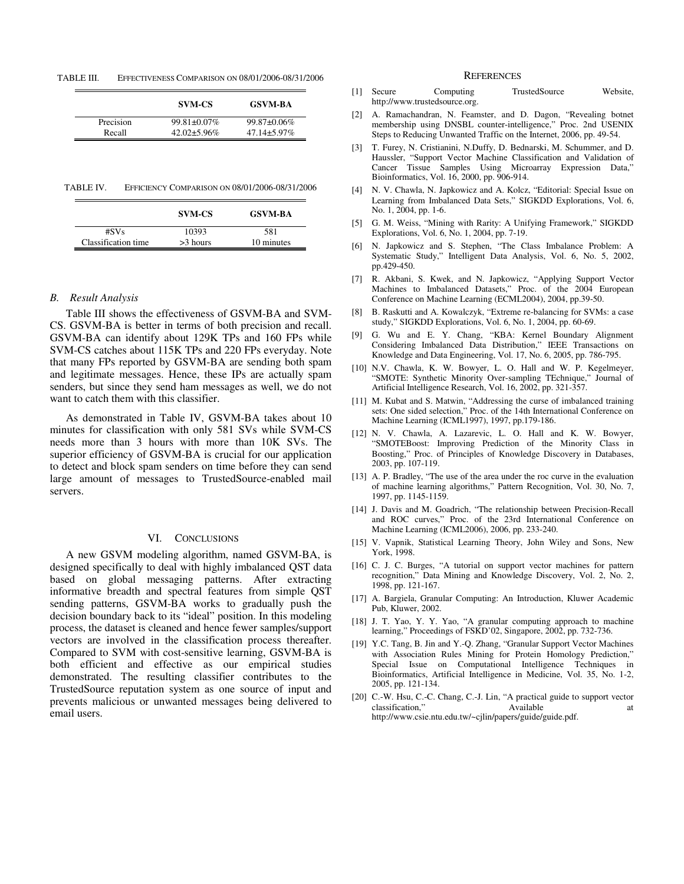TABLE III. EFFECTIVENESS COMPARISON ON 08/01/2006-08/31/2006

| | SVM-CS | GSVM-BA |
|---|---|---|
| Precision | 99.81±0.07% | 99.87±0.06% |
| Recall | 42.02±5.96% | 47.14±5.97% |

TABLE IV. EFFICIENCY COMPARISON ON 08/01/2006-08/31/2006

| | SVM-CS | GSVM-BA |
|---|---|---|
| #SVs | 10393 | 581 |
| Classification time | >3 hours | 10 minutes |

### *B. Result Analysis*

Table III shows the effectiveness of GSVM-BA and SVM-CS. GSVM-BA is better in terms of both precision and recall. GSVM-BA can identify about 129K TPs and 160 FPs while SVM-CS catches about 115K TPs and 220 FPs everyday. Note that many FPs reported by GSVM-BA are sending both spam and legitimate messages. Hence, these IPs are actually spam senders, but since they send ham messages as well, we do not want to catch them with this classifier.

As demonstrated in Table IV, GSVM-BA takes about 10 minutes for classification with only 581 SVs while SVM-CS needs more than 3 hours with more than 10K SVs. The superior efficiency of GSVM-BA is crucial for our application to detect and block spam senders on time before they can send large amount of messages to TrustedSource-enabled mail servers.

## VI. CONCLUSIONS

A new GSVM modeling algorithm, named GSVM-BA, is designed specifically to deal with highly imbalanced QST data based on global messaging patterns. After extracting informative breadth and spectral features from simple QST sending patterns, GSVM-BA works to gradually push the decision boundary back to its "ideal" position. In this modeling process, the dataset is cleaned and hence fewer samples/support vectors are involved in the classification process thereafter. Compared to SVM with cost-sensitive learning, GSVM-BA is both efficient and effective as our empirical studies demonstrated. The resulting classifier contributes to the TrustedSource reputation system as one source of input and prevents malicious or unwanted messages being delivered to email users.

## REFERENCES

[1] Secure Computing TrustedSource Website, http://www.trustedsource.org.

[2] A. Ramachandran, N. Feamster, and D. Dagon, "Revealing botnet membership using DNSBL counter-intelligence," Proc. 2nd USENIX Steps to Reducing Unwanted Traffic on the Internet, 2006, pp. 49-54.

[3] T. Furey, N. Cristianini, N.Duffy, D. Bednarski, M. Schummer, and D. Haussler, "Support Vector Machine Classification and Validation of Cancer Tissue Samples Using Microarray Expression Data," Bioinformatics, Vol. 16, 2000, pp. 906-914.

[4] N. V. Chawla, N. Japkowicz and A. Kolcz, "Editorial: Special Issue on Learning from Imbalanced Data Sets," SIGKDD Explorations, Vol. 6, No. 1, 2004, pp. 1-6.

[5] G. M. Weiss, "Mining with Rarity: A Unifying Framework," SIGKDD Explorations, Vol. 6, No. 1, 2004, pp. 7-19.

[6] N. Japkowicz and S. Stephen, "The Class Imbalance Problem: A Systematic Study," Intelligent Data Analysis, Vol. 6, No. 5, 2002, pp.429-450.

[7] R. Akbani, S. Kwek, and N. Japkowicz, "Applying Support Vector Machines to Imbalanced Datasets," Proc. of the 2004 European Conference on Machine Learning (ECML2004), 2004, pp.39-50.

[8] B. Raskutti and A. Kowalczyk, "Extreme re-balancing for SVMs: a case study," SIGKDD Explorations, Vol. 6, No. 1, 2004, pp. 60-69.

[9] G. Wu and E. Y. Chang, "KBA: Kernel Boundary Alignment Considering Imbalanced Data Distribution," IEEE Transactions on Knowledge and Data Engineering, Vol. 17, No. 6, 2005, pp. 786-795.

[10] N.V. Chawla, K. W. Bowyer, L. O. Hall and W. P. Kegelmeyer, "SMOTE: Synthetic Minority Over-sampling TEchnique," Journal of Artificial Intelligence Research, Vol. 16, 2002, pp. 321-357.

[11] M. Kubat and S. Matwin, "Addressing the curse of imbalanced training sets: One sided selection," Proc. of the 14th International Conference on Machine Learning (ICML1997), 1997, pp.179-186.

[12] N. V. Chawla, A. Lazarevic, L. O. Hall and K. W. Bowyer, "SMOTEBoost: Improving Prediction of the Minority Class in Boosting," Proc. of Principles of Knowledge Discovery in Databases, 2003, pp. 107-119.

[13] A. P. Bradley, "The use of the area under the roc curve in the evaluation of machine learning algorithms," Pattern Recognition, Vol. 30, No. 7, 1997, pp. 1145-1159.

[14] J. Davis and M. Goadrich, "The relationship between Precision-Recall and ROC curves," Proc. of the 23rd International Conference on Machine Learning (ICML2006), 2006, pp. 233-240.

[15] V. Vapnik, Statistical Learning Theory, John Wiley and Sons, New York, 1998.

[16] C. J. C. Burges, "A tutorial on support vector machines for pattern recognition," Data Mining and Knowledge Discovery, Vol. 2, No. 2, 1998, pp. 121-167.

[17] A. Bargiela, Granular Computing: An Introduction, Kluwer Academic Pub, Kluwer, 2002.

[18] J. T. Yao, Y. Y. Yao, "A granular computing approach to machine learning," Proceedings of FSKD'02, Singapore, 2002, pp. 732-736.

[19] Y.C. Tang, B. Jin and Y.-Q. Zhang, "Granular Support Vector Machines with Association Rules Mining for Protein Homology Prediction," Special Issue on Computational Intelligence Techniques in Bioinformatics, Artificial Intelligence in Medicine, Vol. 35, No. 1-2, 2005, pp. 121-134.

[20] C.-W. Hsu, C.-C. Chang, C.-J. Lin, "A practical guide to support vector classification," Available at http://www.csie.ntu.edu.tw/~cjlin/papers/guide/guide.pdf.